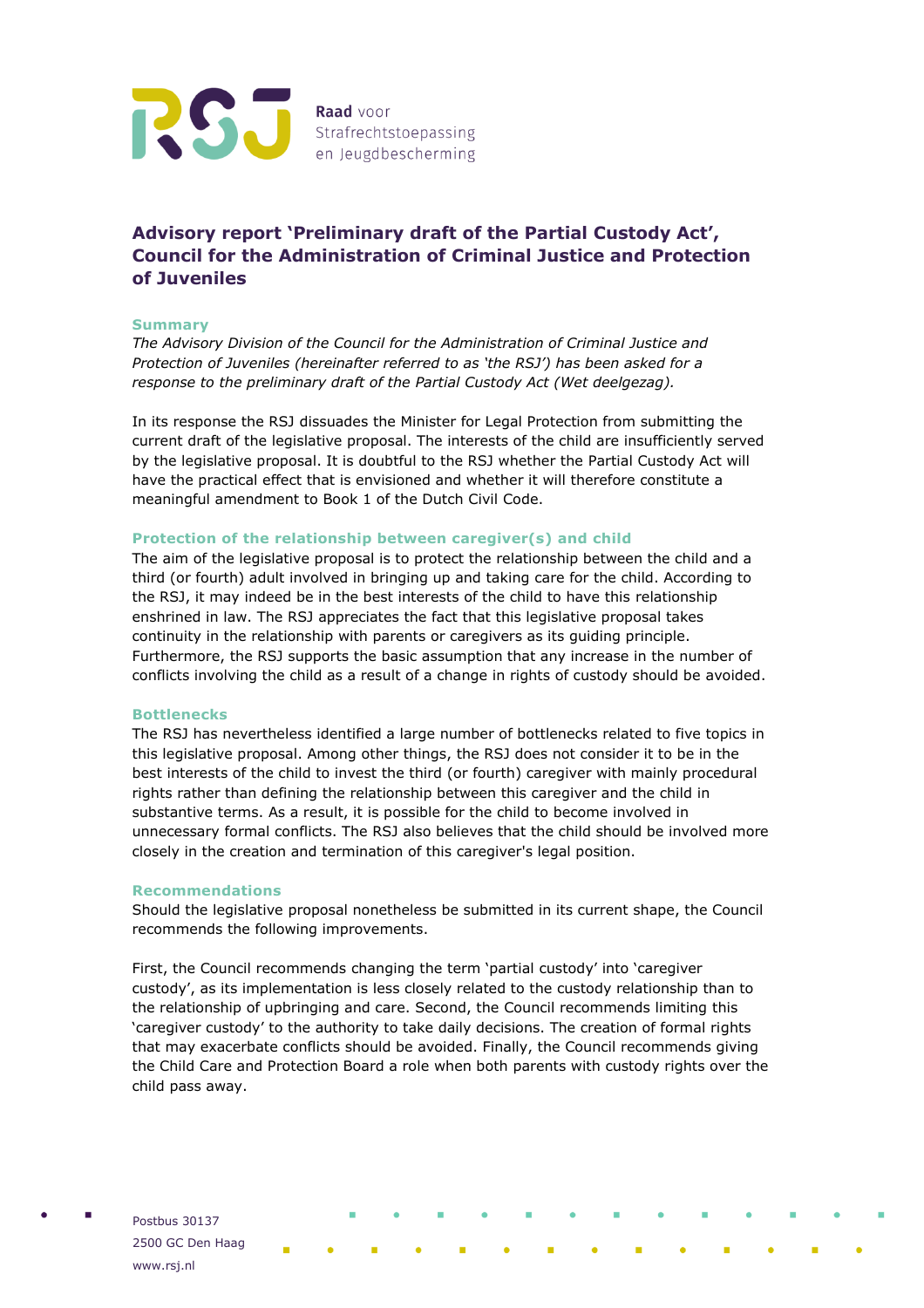Raad voor Strafrechtstoepassing en Jeugdbescherming

# Advisory report 'Preliminary draft of the Partial Custody Act', Council for the Administration of Criminal Justice and Protection of Juveniles

## Summary

*The Advisory Division of the Council for the Administration of Criminal Justice and Protection of Juveniles (hereinafter referred to as 'the RSJ') has been asked for a response to the preliminary draft of the Partial Custody Act (Wet deelgezag).*

In its response the RSJ dissuades the Minister for Legal Protection from submitting the current draft of the legislative proposal. The interests of the child are insufficiently served by the legislative proposal. It is doubtful to the RSJ whether the Partial Custody Act will have the practical effect that is envisioned and whether it will therefore constitute a meaningful amendment to Book 1 of the Dutch Civil Code.

## Protection of the relationship between caregiver(s) and child

The aim of the legislative proposal is to protect the relationship between the child and a third (or fourth) adult involved in bringing up and taking care for the child. According to the RSJ, it may indeed be in the best interests of the child to have this relationship enshrined in law. The RSJ appreciates the fact that this legislative proposal takes continuity in the relationship with parents or caregivers as its guiding principle. Furthermore, the RSJ supports the basic assumption that any increase in the number of conflicts involving the child as a result of a change in rights of custody should be avoided.

## Bottlenecks

The RSJ has nevertheless identified a large number of bottlenecks related to five topics in this legislative proposal. Among other things, the RSJ does not consider it to be in the best interests of the child to invest the third (or fourth) caregiver with mainly procedural rights rather than defining the relationship between this caregiver and the child in substantive terms. As a result, it is possible for the child to become involved in unnecessary formal conflicts. The RSJ also believes that the child should be involved more closely in the creation and termination of this caregiver's legal position.

## Recommendations

Should the legislative proposal nonetheless be submitted in its current shape, the Council recommends the following improvements.

First, the Council recommends changing the term 'partial custody' into 'caregiver custody', as its implementation is less closely related to the custody relationship than to the relationship of upbringing and care. Second, the Council recommends limiting this 'caregiver custody' to the authority to take daily decisions. The creation of formal rights that may exacerbate conflicts should be avoided. Finally, the Council recommends giving the Child Care and Protection Board a role when both parents with custody rights over the child pass away.

Postbus 30137
2500 GC Den Haag
www.rsj.nl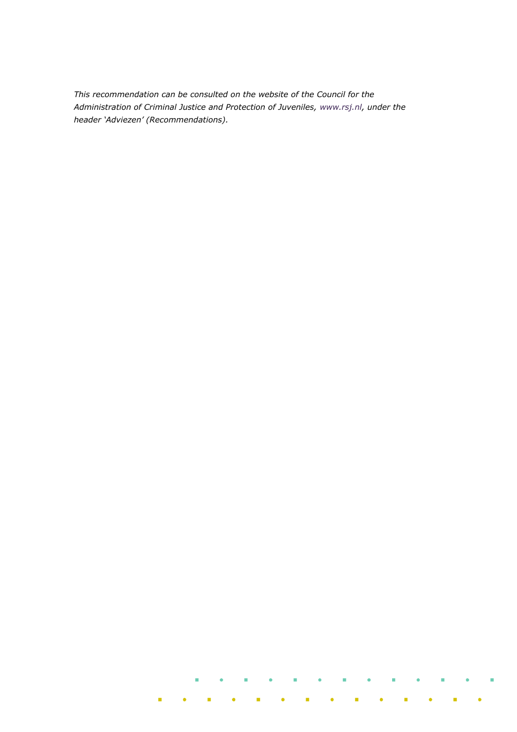*This recommendation can be consulted on the website of the Council for the Administration of Criminal Justice and Protection of Juveniles, www.rsj.nl, under the header 'Adviezen' (Recommendations).*